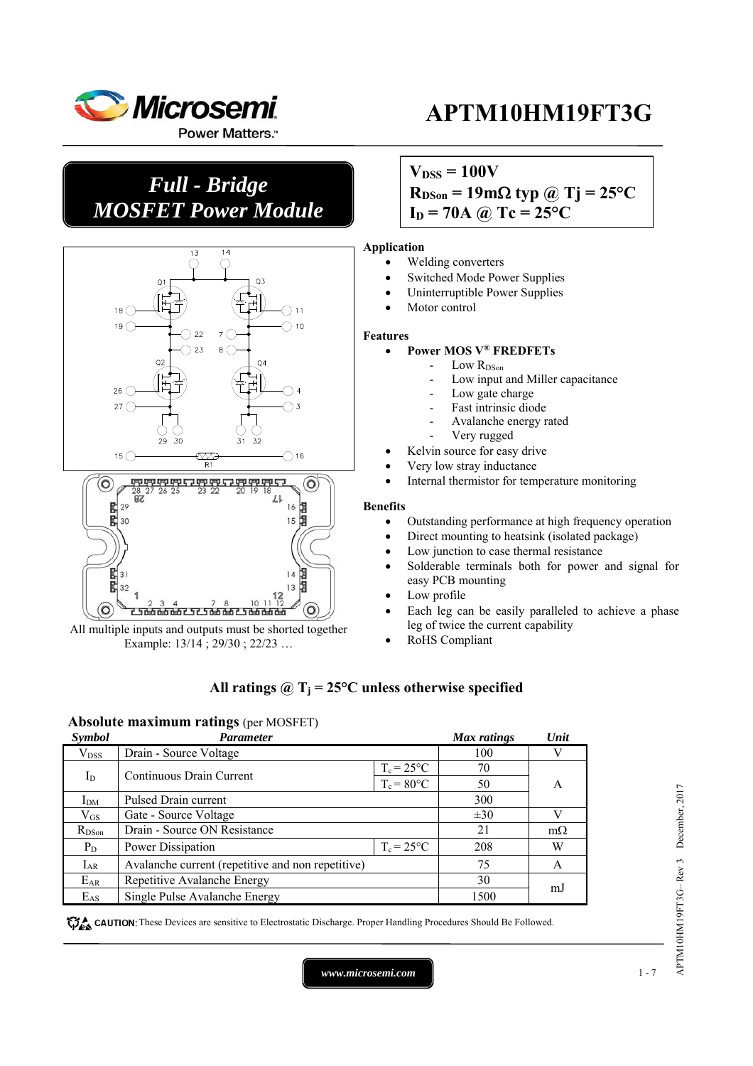# APTM10HM19FT3G

## *Full - Bridge MOSFET Power Module*

**$V_{DSS}$ = 100V**
**$R_{DSon}$ = 19mΩ typ @ Tj = 25°C**
**$I_D$ = 70A @ Tc = 25°C**

All multiple inputs and outputs must be shorted together
Example: 13/14 ; 29/30 ; 22/23 …

**Application**

- Welding converters
- Switched Mode Power Supplies
- Uninterruptible Power Supplies
- Motor control

**Features**

- **Power MOS V® FREDFETs**
  - Low $R_{DSon}$
  - Low input and Miller capacitance
  - Low gate charge
  - Fast intrinsic diode
  - Avalanche energy rated
  - Very rugged
- Kelvin source for easy drive
- Very low stray inductance
- Internal thermistor for temperature monitoring

**Benefits**

- Outstanding performance at high frequency operation
- Direct mounting to heatsink (isolated package)
- Low junction to case thermal resistance
- Solderable terminals both for power and signal for easy PCB mounting
- Low profile
- Each leg can be easily paralleled to achieve a phase leg of twice the current capability
- RoHS Compliant

### All ratings @ $T_j$ = 25°C unless otherwise specified

**Absolute maximum ratings** (per MOSFET)

| *Symbol* | *Parameter* | | *Max ratings* | *Unit* |
|---|---|---|---|---|
| $V_{DSS}$ | Drain - Source Voltage | | 100 | V |
| $I_D$ | Continuous Drain Current | $T_c$ = 25°C | 70 | A |
| | | $T_c$ = 80°C | 50 | |
| $I_{DM}$ | Pulsed Drain current | | 300 | |
| $V_{GS}$ | Gate - Source Voltage | | ±30 | V |
| $R_{DSon}$ | Drain - Source ON Resistance | | 21 | mΩ |
| $P_D$ | Power Dissipation | $T_c$ = 25°C | 208 | W |
| $I_{AR}$ | Avalanche current (repetitive and non repetitive) | | 75 | A |
| $E_{AR}$ | Repetitive Avalanche Energy | | 30 | mJ |
| $E_{AS}$ | Single Pulse Avalanche Energy | | 1500 | |

**CAUTION**: These Devices are sensitive to Electrostatic Discharge. Proper Handling Procedures Should Be Followed.

www.microsemi.com

APTM10HM19FT3G– Rev 3 December, 2017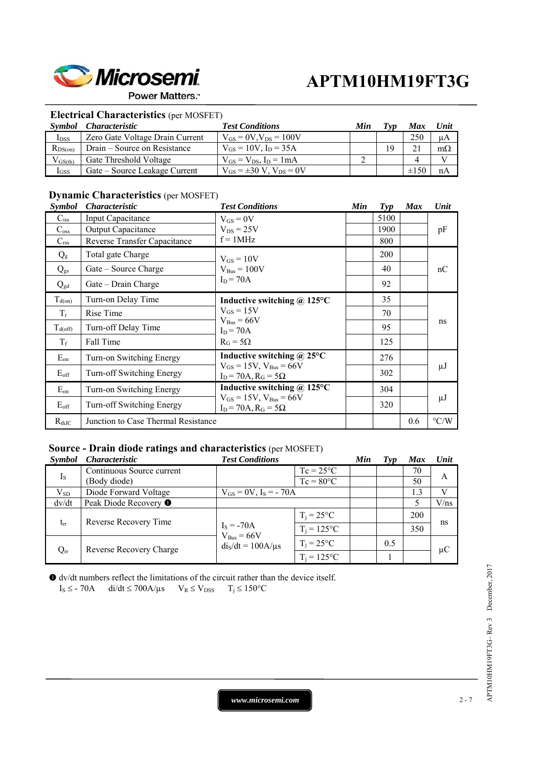## Electrical Characteristics (per MOSFET)

| Symbol | Characteristic | Test Conditions | Min | Typ | Max | Unit |
|---|---|---|---|---|---|---|
| $I_{DSS}$ | Zero Gate Voltage Drain Current | $V_{GS} = 0V, V_{DS} = 100V$ | | | 250 | µA |
| $R_{DS(on)}$ | Drain – Source on Resistance | $V_{GS} = 10V$, $I_D = 35A$ | | 19 | 21 | mΩ |
| $V_{GS(th)}$ | Gate Threshold Voltage | $V_{GS} = V_{DS}$, $I_D = 1mA$ | 2 | | 4 | V |
| $I_{GSS}$ | Gate – Source Leakage Current | $V_{GS} = \pm30$ V, $V_{DS} = 0V$ | | | ±150 | nA |

## Dynamic Characteristics (per MOSFET)

| Symbol | Characteristic | Test Conditions | Min | Typ | Max | Unit |
|---|---|---|---|---|---|---|
| $C_{iss}$ | Input Capacitance | $V_{GS} = 0V$<br>$V_{DS} = 25V$<br>f = 1MHz | | 5100 | | pF |
| $C_{oss}$ | Output Capacitance | | | 1900 | | |
| $C_{rss}$ | Reverse Transfer Capacitance | | | 800 | | |
| $Q_g$ | Total gate Charge | $V_{GS} = 10V$<br>$V_{Bus} = 100V$<br>$I_D = 70A$ | | 200 | | nC |
| $Q_{gs}$ | Gate – Source Charge | | | 40 | | |
| $Q_{gd}$ | Gate – Drain Charge | | | 92 | | |
| $T_{d(on)}$ | Turn-on Delay Time | **Inductive switching @ 125°C**<br>$V_{GS} = 15V$<br>$V_{Bus} = 66V$<br>$I_D = 70A$<br>$R_G = 5\Omega$ | | 35 | | ns |
| $T_r$ | Rise Time | | | 70 | | |
| $T_{d(off)}$ | Turn-off Delay Time | | | 95 | | |
| $T_f$ | Fall Time | | | 125 | | |
| $E_{on}$ | Turn-on Switching Energy | **Inductive switching @ 25°C**<br>$V_{GS} = 15V$, $V_{Bus} = 66V$<br>$I_D = 70A$, $R_G = 5\Omega$ | | 276 | | µJ |
| $E_{off}$ | Turn-off Switching Energy | | | 302 | | |
| $E_{on}$ | Turn-on Switching Energy | **Inductive switching @ 125°C**<br>$V_{GS} = 15V$, $V_{Bus} = 66V$<br>$I_D = 70A$, $R_G = 5\Omega$ | | 304 | | µJ |
| $E_{off}$ | Turn-off Switching Energy | | | 320 | | |
| $R_{thJC}$ | Junction to Case Thermal Resistance | | | | 0.6 | °C/W |

## Source - Drain diode ratings and characteristics (per MOSFET)

| Symbol | Characteristic | Test Conditions | | Min | Typ | Max | Unit |
|---|---|---|---|---|---|---|---|
| $I_S$ | Continuous Source current (Body diode) | | Tc = 25°C | | | 70 | A |
| | | | Tc = 80°C | | | 50 | |
| $V_{SD}$ | Diode Forward Voltage | $V_{GS} = 0V$, $I_S = -70A$ | | | | 1.3 | V |
| dv/dt | Peak Diode Recovery ❶ | | | | | 5 | V/ns |
| $t_{rr}$ | Reverse Recovery Time | $I_S = -70A$<br>$V_{Bus} = 66V$<br>$di_S/dt = 100A/\mu s$ | $T_j = 25°C$ | | | 200 | ns |
| | | | $T_j = 125°C$ | | | 350 | |
| $Q_{rr}$ | Reverse Recovery Charge | | $T_j = 25°C$ | | 0.5 | | µC |
| | | | $T_j = 125°C$ | | 1 | | |

❶ dv/dt numbers reflect the limitations of the circuit rather than the device itself.
$I_S \leq -70A$ $\quad di/dt \leq 700A/\mu s$ $\quad V_R \leq V_{DSS}$ $\quad T_j \leq 150°C$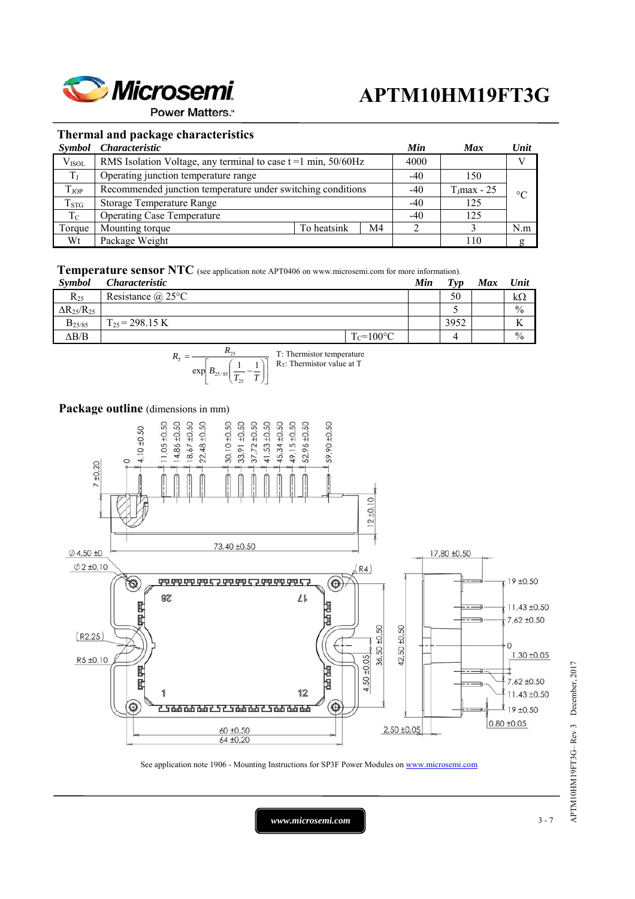## Thermal and package characteristics

| Symbol | Characteristic | | | Min | Max | Unit |
|---|---|---|---|---|---|---|
| $V_{ISOL}$ | RMS Isolation Voltage, any terminal to case t =1 min, 50/60Hz | | | 4000 | | V |
| $T_J$ | Operating junction temperature range | | | -40 | 150 | °C |
| $T_{JOP}$ | Recommended junction temperature under switching conditions | | | -40 | $T_J$max - 25 | °C |
| $T_{STG}$ | Storage Temperature Range | | | -40 | 125 | °C |
| $T_C$ | Operating Case Temperature | | | -40 | 125 | °C |
| Torque | Mounting torque | To heatsink | M4 | 2 | 3 | N.m |
| Wt | Package Weight | | | | 110 | g |

## Temperature sensor NTC (see application note APT0406 on www.microsemi.com for more information).

| Symbol | Characteristic | | Min | Typ | Max | Unit |
|---|---|---|---|---|---|---|
| $R_{25}$ | Resistance @ 25°C | | | 50 | | kΩ |
| $\Delta R_{25}/R_{25}$ | | | | 5 | | % |
| $B_{25/85}$ | $T_{25}$ = 298.15 K | | | 3952 | | K |
| $\Delta B/B$ | | $T_C$=100°C | | 4 | | % |

$$R_T = \frac{R_{25}}{\exp\left[B_{25/85}\left(\frac{1}{T_{25}} - \frac{1}{T}\right)\right]}$$

T: Thermistor temperature
$R_T$: Thermistor value at T

## Package outline (dimensions in mm)

See application note 1906 - Mounting Instructions for SP3F Power Modules on www.microsemi.com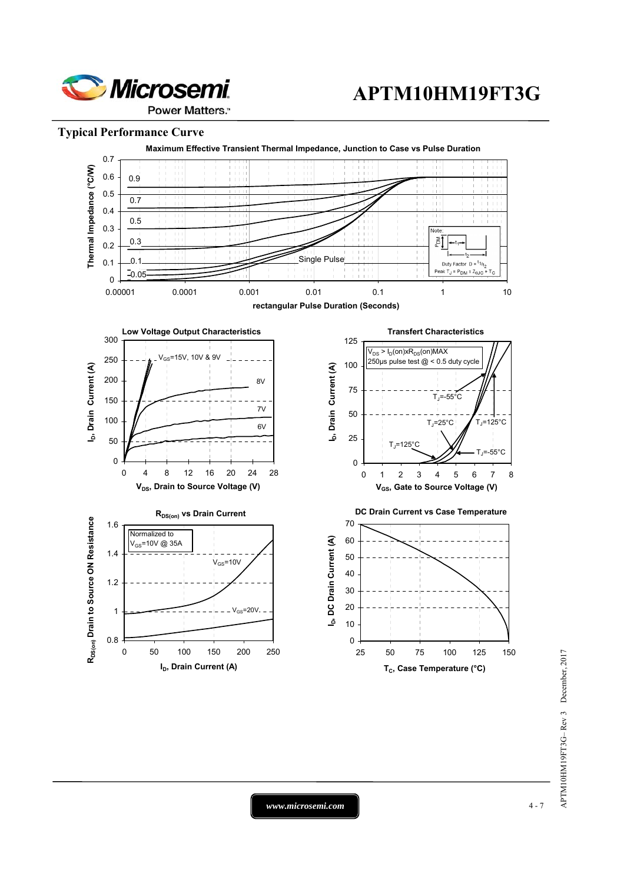## Typical Performance Curve

**Maximum Effective Transient Thermal Impedance, Junction to Case vs Pulse Duration**

Thermal Impedance (°C/W) vs rectangular Pulse Duration (Seconds)

0.9, 0.7, 0.5, 0.3, 0.1, 0.05, Single Pulse

Note: Duty Factor $D = t_1/t_2$; Peak $T_J = P_{DM} \times Z_{\theta JC} + T_C$

**Low Voltage Output Characteristics**

$I_D$, Drain Current (A) vs $V_{DS}$, Drain to Source Voltage (V)

$V_{GS}$=15V, 10V & 9V; 8V; 7V; 6V

**Transfert Characteristics**

$V_{DS} > I_D(on) \times R_{DS}(on)$MAX

250µs pulse test @ < 0.5 duty cycle

$I_D$, Drain Current (A) vs $V_{GS}$, Gate to Source Voltage (V)

$T_J$=-55°C; $T_J$=25°C; $T_J$=125°C

**$R_{DS(on)}$ vs Drain Current**

Normalized to $V_{GS}$=10V @ 35A

$R_{DS(on)}$ Drain to Source ON Resistance vs $I_D$, Drain Current (A)

$V_{GS}$=10V; $V_{GS}$=20V

**DC Drain Current vs Case Temperature**

$I_D$, DC Drain Current (A) vs $T_C$, Case Temperature (°C)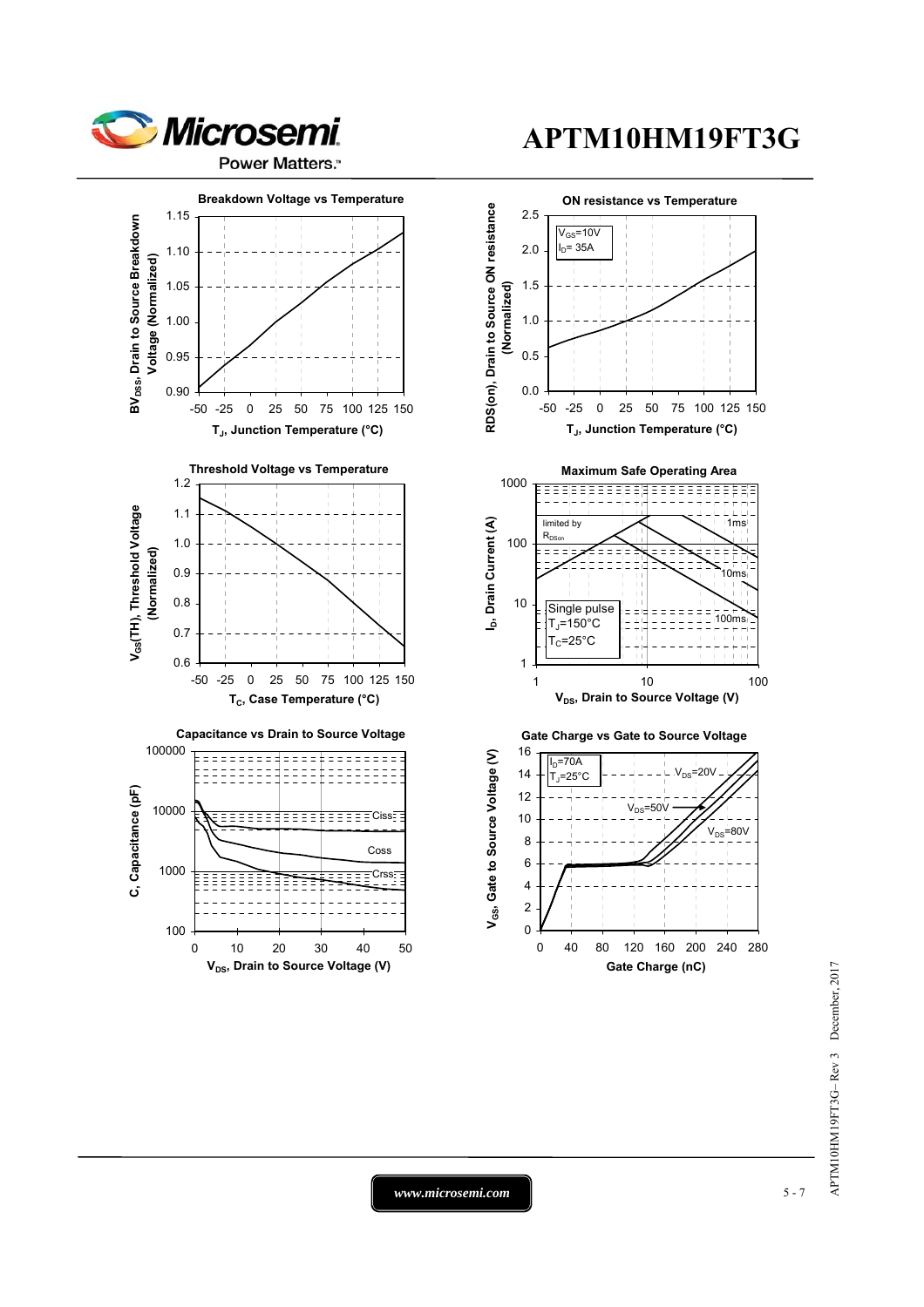**Breakdown Voltage vs Temperature**

$BV_{DSS}$, Drain to Source Breakdown Voltage (Normalized)

$T_J$, Junction Temperature (°C)

**ON resistance vs Temperature**

$V_{GS}$=10V
$I_D$= 35A

RDS(on), Drain to Source ON resistance (Normalized)

$T_J$, Junction Temperature (°C)

**Threshold Voltage vs Temperature**

$V_{GS}$(TH), Threshold Voltage (Normalized)

$T_C$, Case Temperature (°C)

**Maximum Safe Operating Area**

limited by $R_{DSon}$

1ms

10ms

100ms

Single pulse
$T_J$=150°C
$T_C$=25°C

$I_D$, Drain Current (A)

$V_{DS}$, Drain to Source Voltage (V)

**Capacitance vs Drain to Source Voltage**

Ciss

Coss

Crss

C, Capacitance (pF)

$V_{DS}$, Drain to Source Voltage (V)

**Gate Charge vs Gate to Source Voltage**

$I_D$=70A
$T_J$=25°C

$V_{DS}$=20V

$V_{DS}$=50V

$V_{DS}$=80V

$V_{GS}$, Gate to Source Voltage (V)

Gate Charge (nC)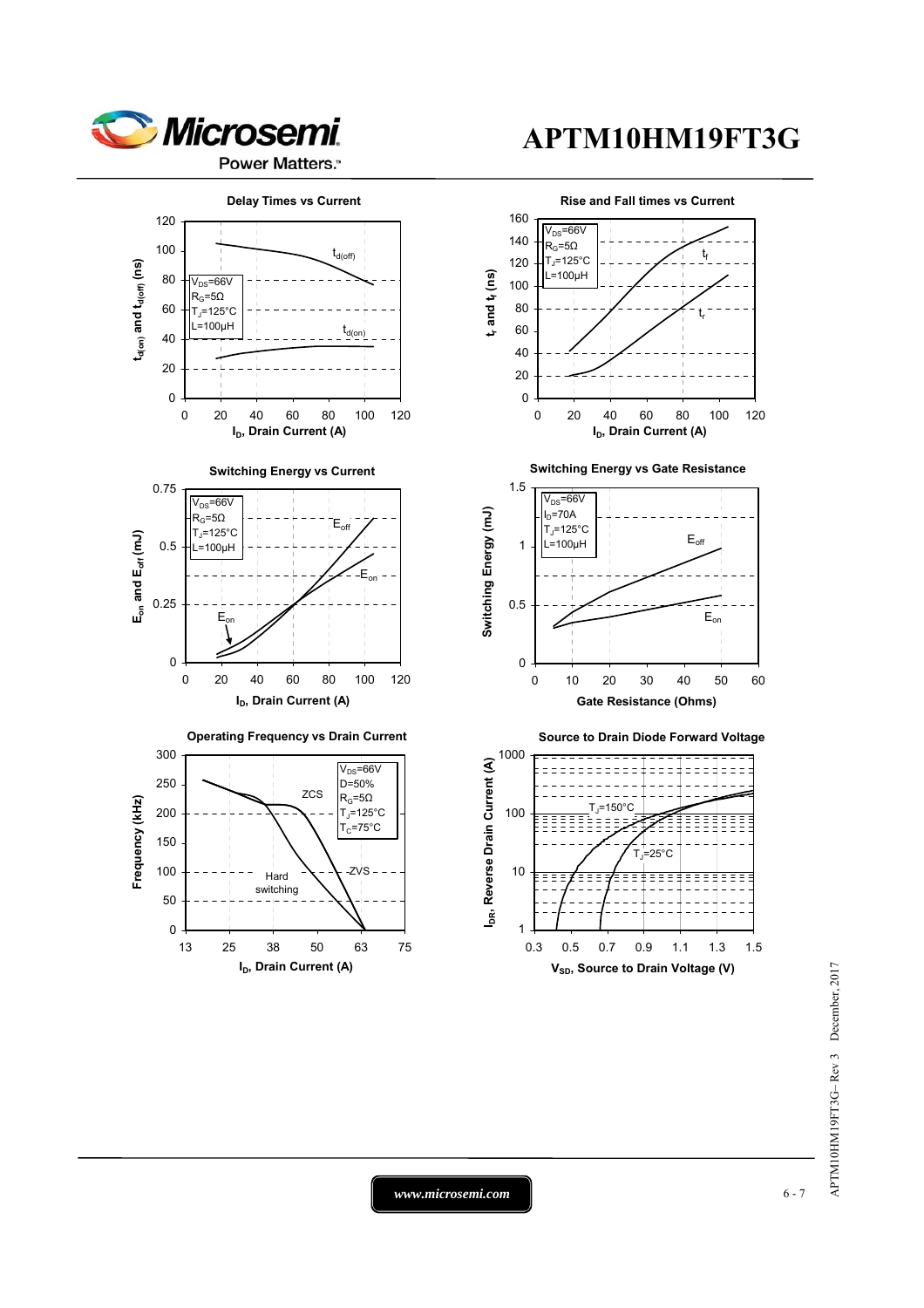**Delay Times vs Current**

**Rise and Fall times vs Current**

**Switching Energy vs Current**

**Switching Energy vs Gate Resistance**

**Operating Frequency vs Drain Current**

**Source to Drain Diode Forward Voltage**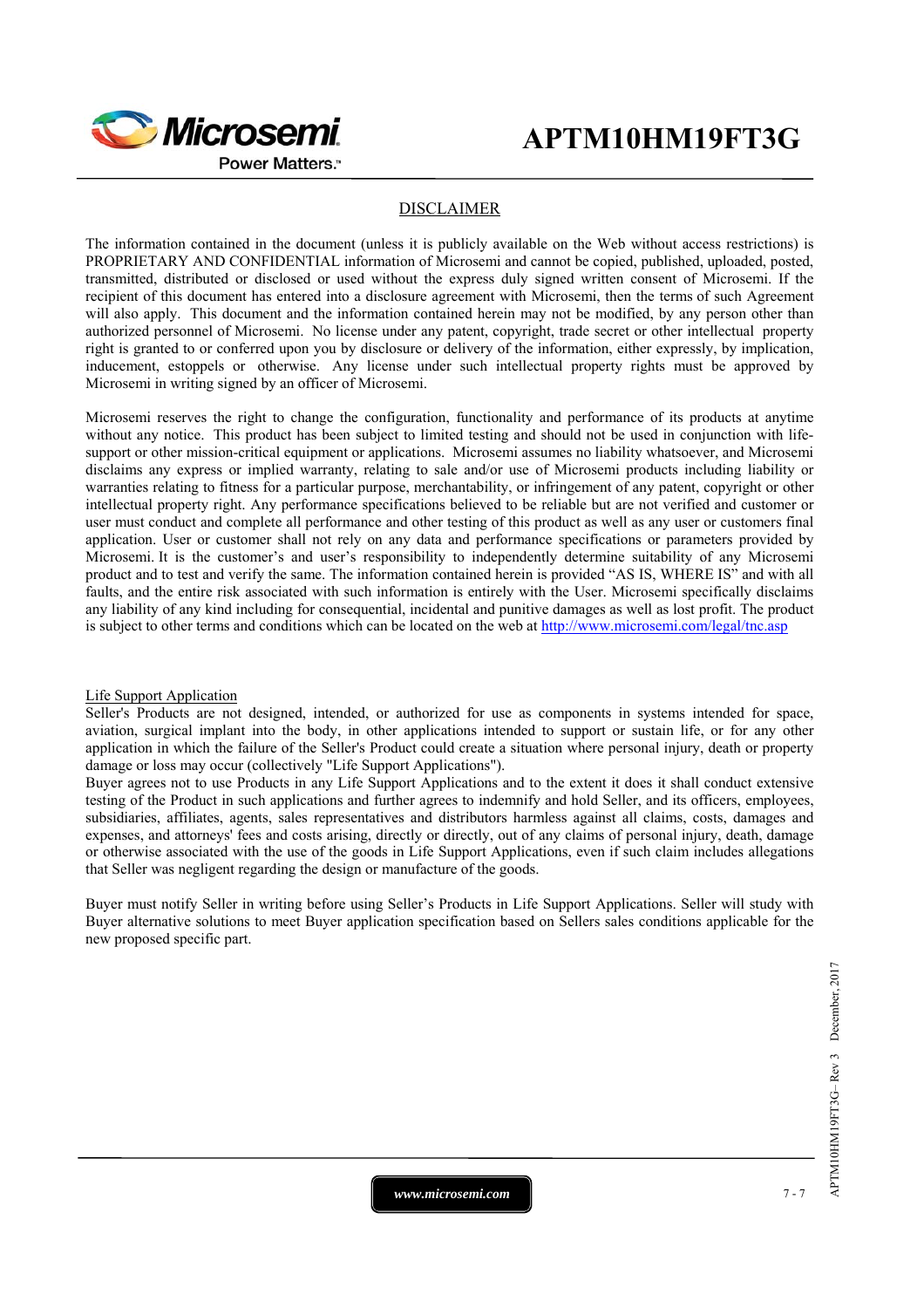## DISCLAIMER

The information contained in the document (unless it is publicly available on the Web without access restrictions) is PROPRIETARY AND CONFIDENTIAL information of Microsemi and cannot be copied, published, uploaded, posted, transmitted, distributed or disclosed or used without the express duly signed written consent of Microsemi. If the recipient of this document has entered into a disclosure agreement with Microsemi, then the terms of such Agreement will also apply. This document and the information contained herein may not be modified, by any person other than authorized personnel of Microsemi. No license under any patent, copyright, trade secret or other intellectual property right is granted to or conferred upon you by disclosure or delivery of the information, either expressly, by implication, inducement, estoppels or otherwise. Any license under such intellectual property rights must be approved by Microsemi in writing signed by an officer of Microsemi.

Microsemi reserves the right to change the configuration, functionality and performance of its products at anytime without any notice. This product has been subject to limited testing and should not be used in conjunction with life-support or other mission-critical equipment or applications. Microsemi assumes no liability whatsoever, and Microsemi disclaims any express or implied warranty, relating to sale and/or use of Microsemi products including liability or warranties relating to fitness for a particular purpose, merchantability, or infringement of any patent, copyright or other intellectual property right. Any performance specifications believed to be reliable but are not verified and customer or user must conduct and complete all performance and other testing of this product as well as any user or customers final application. User or customer shall not rely on any data and performance specifications or parameters provided by Microsemi. It is the customer's and user's responsibility to independently determine suitability of any Microsemi product and to test and verify the same. The information contained herein is provided "AS IS, WHERE IS" and with all faults, and the entire risk associated with such information is entirely with the User. Microsemi specifically disclaims any liability of any kind including for consequential, incidental and punitive damages as well as lost profit. The product is subject to other terms and conditions which can be located on the web at http://www.microsemi.com/legal/tnc.asp

Life Support Application

Seller's Products are not designed, intended, or authorized for use as components in systems intended for space, aviation, surgical implant into the body, in other applications intended to support or sustain life, or for any other application in which the failure of the Seller's Product could create a situation where personal injury, death or property damage or loss may occur (collectively "Life Support Applications").

Buyer agrees not to use Products in any Life Support Applications and to the extent it does it shall conduct extensive testing of the Product in such applications and further agrees to indemnify and hold Seller, and its officers, employees, subsidiaries, affiliates, agents, sales representatives and distributors harmless against all claims, costs, damages and expenses, and attorneys' fees and costs arising, directly or directly, out of any claims of personal injury, death, damage or otherwise associated with the use of the goods in Life Support Applications, even if such claim includes allegations that Seller was negligent regarding the design or manufacture of the goods.

Buyer must notify Seller in writing before using Seller's Products in Life Support Applications. Seller will study with Buyer alternative solutions to meet Buyer application specification based on Sellers sales conditions applicable for the new proposed specific part.